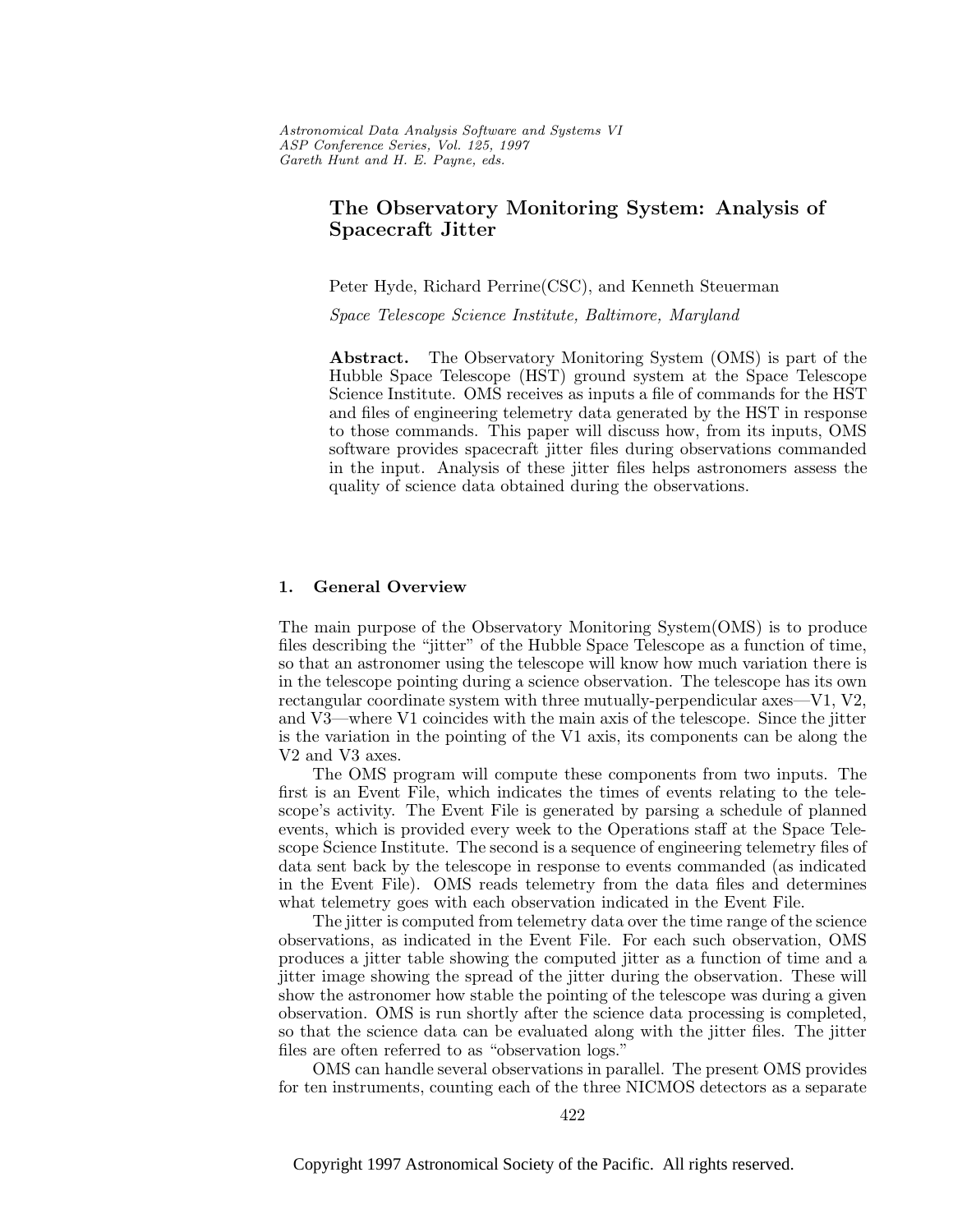*Astronomical Data Analysis Software and Systems VI*
*ASP Conference Series, Vol. 125, 1997*
*Gareth Hunt and H. E. Payne, eds.*

# The Observatory Monitoring System: Analysis of Spacecraft Jitter

Peter Hyde, Richard Perrine(CSC), and Kenneth Steuerman

*Space Telescope Science Institute, Baltimore, Maryland*

**Abstract.** The Observatory Monitoring System (OMS) is part of the Hubble Space Telescope (HST) ground system at the Space Telescope Science Institute. OMS receives as inputs a file of commands for the HST and files of engineering telemetry data generated by the HST in response to those commands. This paper will discuss how, from its inputs, OMS software provides spacecraft jitter files during observations commanded in the input. Analysis of these jitter files helps astronomers assess the quality of science data obtained during the observations.

## 1. General Overview

The main purpose of the Observatory Monitoring System(OMS) is to produce files describing the "jitter" of the Hubble Space Telescope as a function of time, so that an astronomer using the telescope will know how much variation there is in the telescope pointing during a science observation. The telescope has its own rectangular coordinate system with three mutually-perpendicular axes—V1, V2, and V3—where V1 coincides with the main axis of the telescope. Since the jitter is the variation in the pointing of the V1 axis, its components can be along the V2 and V3 axes.

The OMS program will compute these components from two inputs. The first is an Event File, which indicates the times of events relating to the telescope's activity. The Event File is generated by parsing a schedule of planned events, which is provided every week to the Operations staff at the Space Telescope Science Institute. The second is a sequence of engineering telemetry files of data sent back by the telescope in response to events commanded (as indicated in the Event File). OMS reads telemetry from the data files and determines what telemetry goes with each observation indicated in the Event File.

The jitter is computed from telemetry data over the time range of the science observations, as indicated in the Event File. For each such observation, OMS produces a jitter table showing the computed jitter as a function of time and a jitter image showing the spread of the jitter during the observation. These will show the astronomer how stable the pointing of the telescope was during a given observation. OMS is run shortly after the science data processing is completed, so that the science data can be evaluated along with the jitter files. The jitter files are often referred to as "observation logs."

OMS can handle several observations in parallel. The present OMS provides for ten instruments, counting each of the three NICMOS detectors as a separate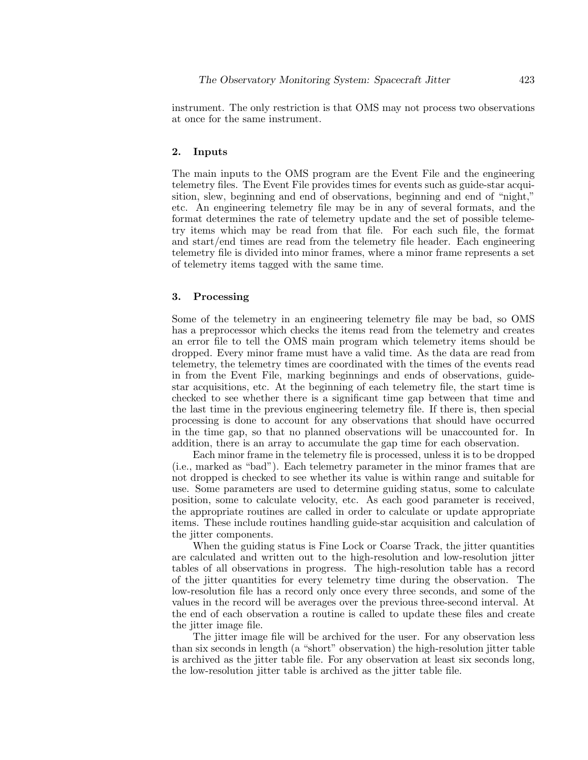instrument. The only restriction is that OMS may not process two observations at once for the same instrument.

## 2. Inputs

The main inputs to the OMS program are the Event File and the engineering telemetry files. The Event File provides times for events such as guide-star acquisition, slew, beginning and end of observations, beginning and end of "night," etc. An engineering telemetry file may be in any of several formats, and the format determines the rate of telemetry update and the set of possible telemetry items which may be read from that file. For each such file, the format and start/end times are read from the telemetry file header. Each engineering telemetry file is divided into minor frames, where a minor frame represents a set of telemetry items tagged with the same time.

## 3. Processing

Some of the telemetry in an engineering telemetry file may be bad, so OMS has a preprocessor which checks the items read from the telemetry and creates an error file to tell the OMS main program which telemetry items should be dropped. Every minor frame must have a valid time. As the data are read from telemetry, the telemetry times are coordinated with the times of the events read in from the Event File, marking beginnings and ends of observations, guide-star acquisitions, etc. At the beginning of each telemetry file, the start time is checked to see whether there is a significant time gap between that time and the last time in the previous engineering telemetry file. If there is, then special processing is done to account for any observations that should have occurred in the time gap, so that no planned observations will be unaccounted for. In addition, there is an array to accumulate the gap time for each observation.

Each minor frame in the telemetry file is processed, unless it is to be dropped (i.e., marked as "bad"). Each telemetry parameter in the minor frames that are not dropped is checked to see whether its value is within range and suitable for use. Some parameters are used to determine guiding status, some to calculate position, some to calculate velocity, etc. As each good parameter is received, the appropriate routines are called in order to calculate or update appropriate items. These include routines handling guide-star acquisition and calculation of the jitter components.

When the guiding status is Fine Lock or Coarse Track, the jitter quantities are calculated and written out to the high-resolution and low-resolution jitter tables of all observations in progress. The high-resolution table has a record of the jitter quantities for every telemetry time during the observation. The low-resolution file has a record only once every three seconds, and some of the values in the record will be averages over the previous three-second interval. At the end of each observation a routine is called to update these files and create the jitter image file.

The jitter image file will be archived for the user. For any observation less than six seconds in length (a "short" observation) the high-resolution jitter table is archived as the jitter table file. For any observation at least six seconds long, the low-resolution jitter table is archived as the jitter table file.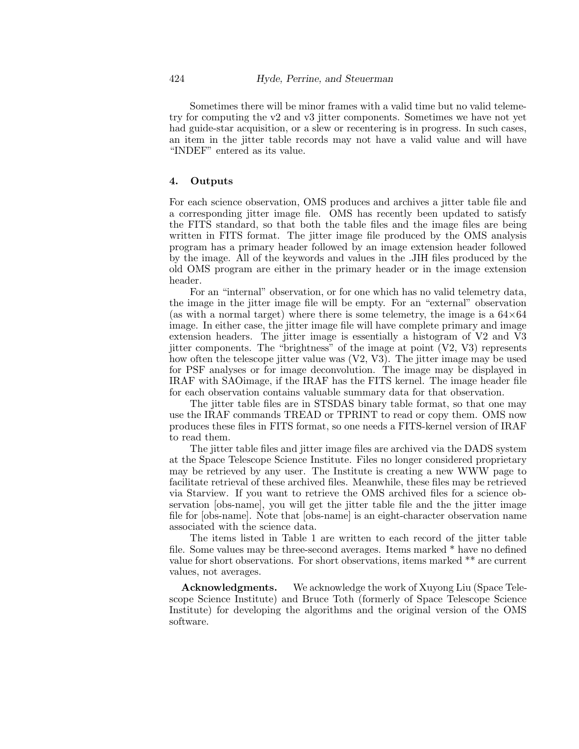Sometimes there will be minor frames with a valid time but no valid telemetry for computing the v2 and v3 jitter components. Sometimes we have not yet had guide-star acquisition, or a slew or recentering is in progress. In such cases, an item in the jitter table records may not have a valid value and will have "INDEF" entered as its value.

## 4. Outputs

For each science observation, OMS produces and archives a jitter table file and a corresponding jitter image file. OMS has recently been updated to satisfy the FITS standard, so that both the table files and the image files are being written in FITS format. The jitter image file produced by the OMS analysis program has a primary header followed by an image extension header followed by the image. All of the keywords and values in the .JIH files produced by the old OMS program are either in the primary header or in the image extension header.

For an "internal" observation, or for one which has no valid telemetry data, the image in the jitter image file will be empty. For an "external" observation (as with a normal target) where there is some telemetry, the image is a $64 \times 64$ image. In either case, the jitter image file will have complete primary and image extension headers. The jitter image is essentially a histogram of V2 and V3 jitter components. The "brightness" of the image at point (V2, V3) represents how often the telescope jitter value was (V2, V3). The jitter image may be used for PSF analyses or for image deconvolution. The image may be displayed in IRAF with SAOimage, if the IRAF has the FITS kernel. The image header file for each observation contains valuable summary data for that observation.

The jitter table files are in STSDAS binary table format, so that one may use the IRAF commands TREAD or TPRINT to read or copy them. OMS now produces these files in FITS format, so one needs a FITS-kernel version of IRAF to read them.

The jitter table files and jitter image files are archived via the DADS system at the Space Telescope Science Institute. Files no longer considered proprietary may be retrieved by any user. The Institute is creating a new WWW page to facilitate retrieval of these archived files. Meanwhile, these files may be retrieved via Starview. If you want to retrieve the OMS archived files for a science observation [obs-name], you will get the jitter table file and the the jitter image file for [obs-name]. Note that [obs-name] is an eight-character observation name associated with the science data.

The items listed in Table 1 are written to each record of the jitter table file. Some values may be three-second averages. Items marked * have no defined value for short observations. For short observations, items marked ** are current values, not averages.

**Acknowledgments.** We acknowledge the work of Xuyong Liu (Space Telescope Science Institute) and Bruce Toth (formerly of Space Telescope Science Institute) for developing the algorithms and the original version of the OMS software.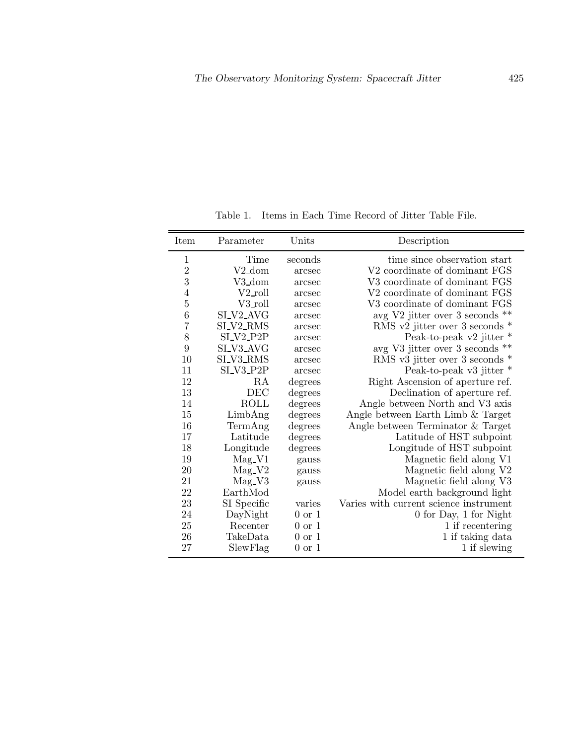Table 1. Items in Each Time Record of Jitter Table File.

| Item | Parameter | Units | Description |
|---|---|---|---|
| 1 | Time | seconds | time since observation start |
| 2 | V2_dom | arcsec | V2 coordinate of dominant FGS |
| 3 | V3_dom | arcsec | V3 coordinate of dominant FGS |
| 4 | V2_roll | arcsec | V2 coordinate of dominant FGS |
| 5 | V3_roll | arcsec | V3 coordinate of dominant FGS |
| 6 | SI_V2_AVG | arcsec | avg V2 jitter over 3 seconds ** |
| 7 | SI_V2_RMS | arcsec | RMS v2 jitter over 3 seconds * |
| 8 | SI_V2_P2P | arcsec | Peak-to-peak v2 jitter * |
| 9 | SI_V3_AVG | arcsec | avg V3 jitter over 3 seconds ** |
| 10 | SI_V3_RMS | arcsec | RMS v3 jitter over 3 seconds * |
| 11 | SI_V3_P2P | arcsec | Peak-to-peak v3 jitter * |
| 12 | RA | degrees | Right Ascension of aperture ref. |
| 13 | DEC | degrees | Declination of aperture ref. |
| 14 | ROLL | degrees | Angle between North and V3 axis |
| 15 | LimbAng | degrees | Angle between Earth Limb & Target |
| 16 | TermAng | degrees | Angle between Terminator & Target |
| 17 | Latitude | degrees | Latitude of HST subpoint |
| 18 | Longitude | degrees | Longitude of HST subpoint |
| 19 | Mag_V1 | gauss | Magnetic field along V1 |
| 20 | Mag_V2 | gauss | Magnetic field along V2 |
| 21 | Mag_V3 | gauss | Magnetic field along V3 |
| 22 | EarthMod | | Model earth background light |
| 23 | SI Specific | varies | Varies with current science instrument |
| 24 | DayNight | 0 or 1 | 0 for Day, 1 for Night |
| 25 | Recenter | 0 or 1 | 1 if recentering |
| 26 | TakeData | 0 or 1 | 1 if taking data |
| 27 | SlewFlag | 0 or 1 | 1 if slewing |